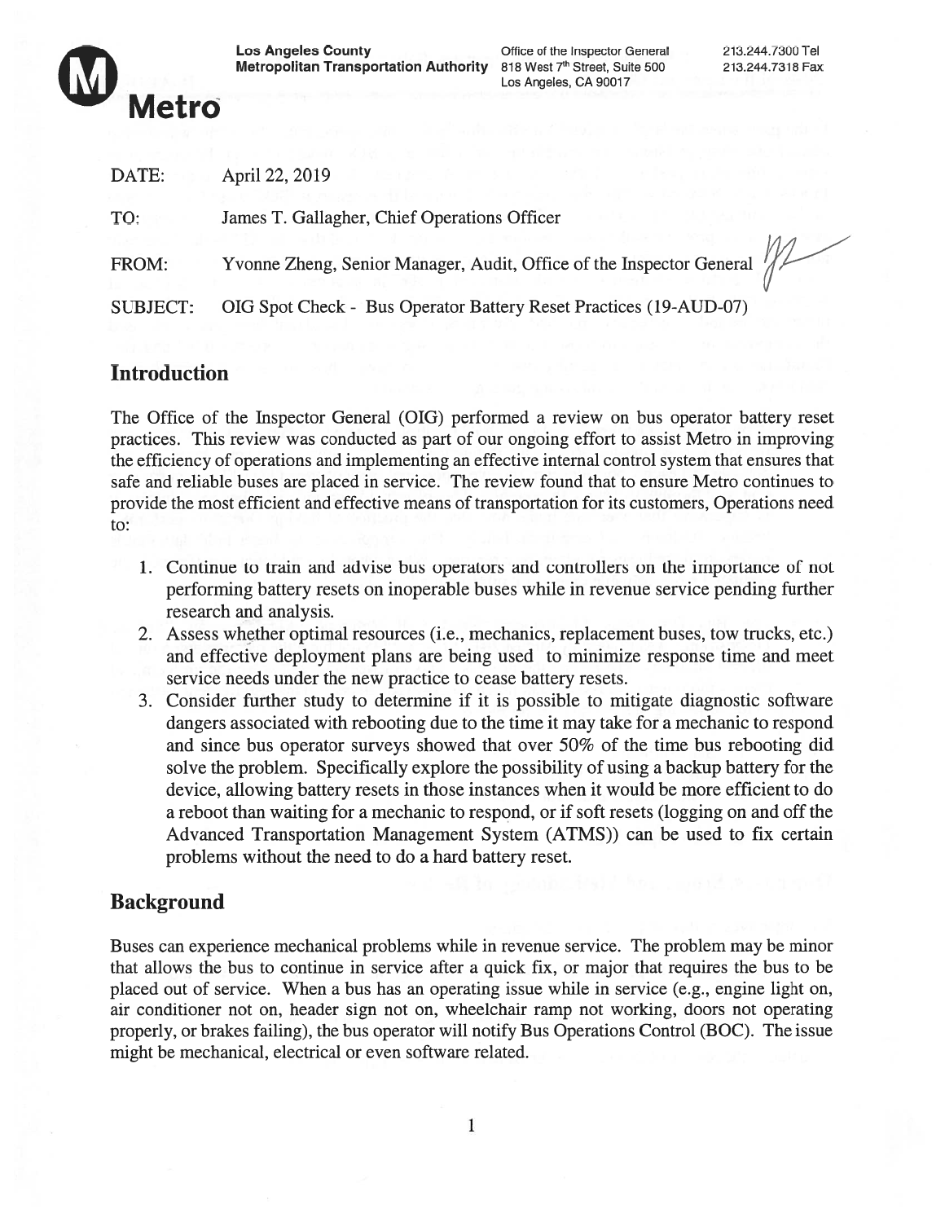**Los Angeles County Metropolitan Transportation Authority**
Office of the Inspector General
818 West 7th Street, Suite 500
Los Angeles, CA 90017

213.244.7300 Tel
213.244.7318 Fax

Metro

DATE: April 22, 2019

TO: James T. Gallagher, Chief Operations Officer

FROM: Yvonne Zheng, Senior Manager, Audit, Office of the Inspector General

SUBJECT: OIG Spot Check - Bus Operator Battery Reset Practices (19-AUD-07)

## Introduction

The Office of the Inspector General (OIG) performed a review on bus operator battery reset practices. This review was conducted as part of our ongoing effort to assist Metro in improving the efficiency of operations and implementing an effective internal control system that ensures that safe and reliable buses are placed in service. The review found that to ensure Metro continues to provide the most efficient and effective means of transportation for its customers, Operations need to:

1. Continue to train and advise bus operators and controllers on the importance of not performing battery resets on inoperable buses while in revenue service pending further research and analysis.
2. Assess whether optimal resources (i.e., mechanics, replacement buses, tow trucks, etc.) and effective deployment plans are being used to minimize response time and meet service needs under the new practice to cease battery resets.
3. Consider further study to determine if it is possible to mitigate diagnostic software dangers associated with rebooting due to the time it may take for a mechanic to respond and since bus operator surveys showed that over 50% of the time bus rebooting did solve the problem. Specifically explore the possibility of using a backup battery for the device, allowing battery resets in those instances when it would be more efficient to do a reboot than waiting for a mechanic to respond, or if soft resets (logging on and off the Advanced Transportation Management System (ATMS)) can be used to fix certain problems without the need to do a hard battery reset.

## Background

Buses can experience mechanical problems while in revenue service. The problem may be minor that allows the bus to continue in service after a quick fix, or major that requires the bus to be placed out of service. When a bus has an operating issue while in service (e.g., engine light on, air conditioner not on, header sign not on, wheelchair ramp not working, doors not operating properly, or brakes failing), the bus operator will notify Bus Operations Control (BOC). The issue might be mechanical, electrical or even software related.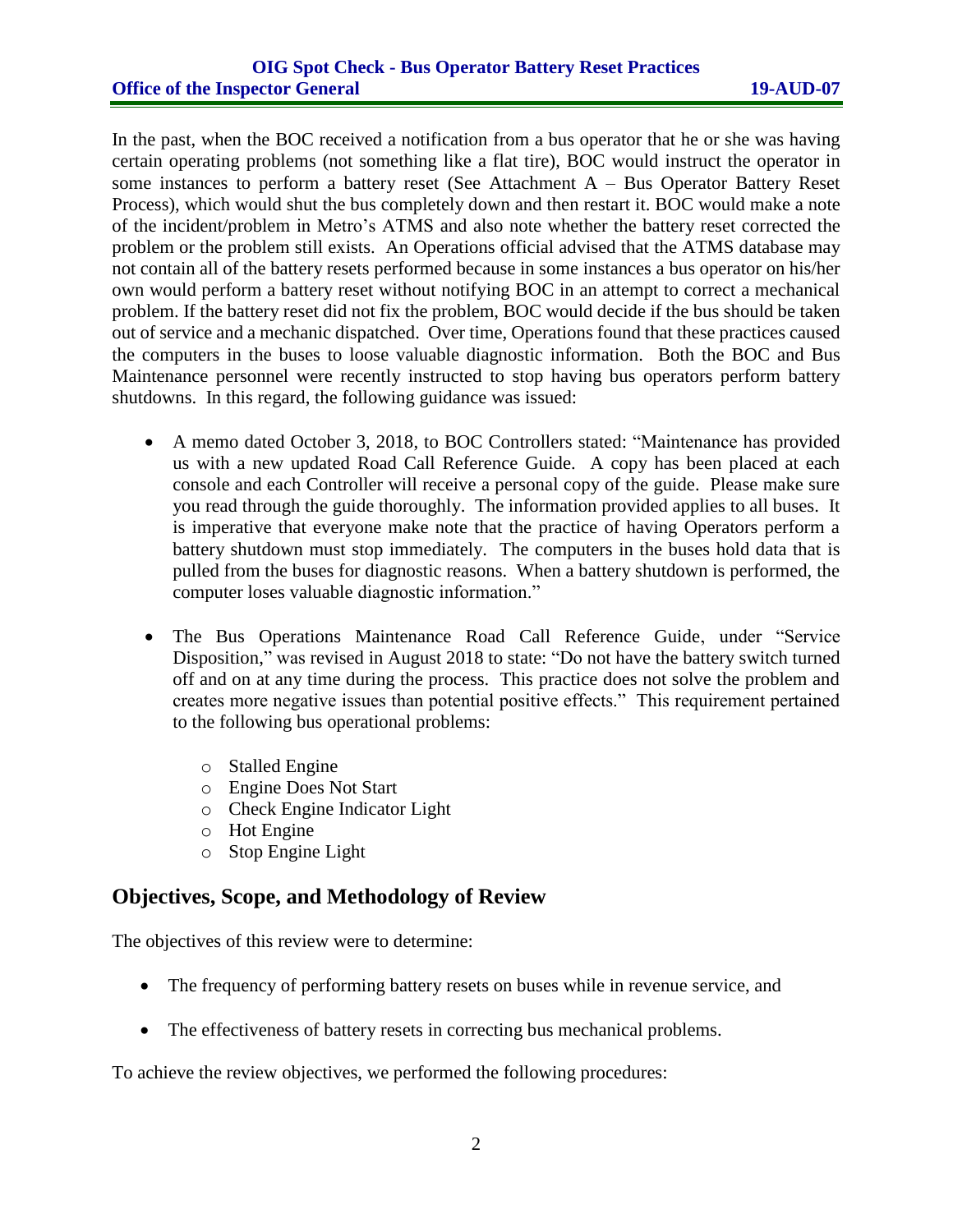In the past, when the BOC received a notification from a bus operator that he or she was having certain operating problems (not something like a flat tire), BOC would instruct the operator in some instances to perform a battery reset (See Attachment A – Bus Operator Battery Reset Process), which would shut the bus completely down and then restart it. BOC would make a note of the incident/problem in Metro's ATMS and also note whether the battery reset corrected the problem or the problem still exists. An Operations official advised that the ATMS database may not contain all of the battery resets performed because in some instances a bus operator on his/her own would perform a battery reset without notifying BOC in an attempt to correct a mechanical problem. If the battery reset did not fix the problem, BOC would decide if the bus should be taken out of service and a mechanic dispatched. Over time, Operations found that these practices caused the computers in the buses to loose valuable diagnostic information. Both the BOC and Bus Maintenance personnel were recently instructed to stop having bus operators perform battery shutdowns. In this regard, the following guidance was issued:

- A memo dated October 3, 2018, to BOC Controllers stated: "Maintenance has provided us with a new updated Road Call Reference Guide. A copy has been placed at each console and each Controller will receive a personal copy of the guide. Please make sure you read through the guide thoroughly. The information provided applies to all buses. It is imperative that everyone make note that the practice of having Operators perform a battery shutdown must stop immediately. The computers in the buses hold data that is pulled from the buses for diagnostic reasons. When a battery shutdown is performed, the computer loses valuable diagnostic information."

- The Bus Operations Maintenance Road Call Reference Guide, under "Service Disposition," was revised in August 2018 to state: "Do not have the battery switch turned off and on at any time during the process. This practice does not solve the problem and creates more negative issues than potential positive effects." This requirement pertained to the following bus operational problems:

    - Stalled Engine
    - Engine Does Not Start
    - Check Engine Indicator Light
    - Hot Engine
    - Stop Engine Light

## Objectives, Scope, and Methodology of Review

The objectives of this review were to determine:

- The frequency of performing battery resets on buses while in revenue service, and

- The effectiveness of battery resets in correcting bus mechanical problems.

To achieve the review objectives, we performed the following procedures: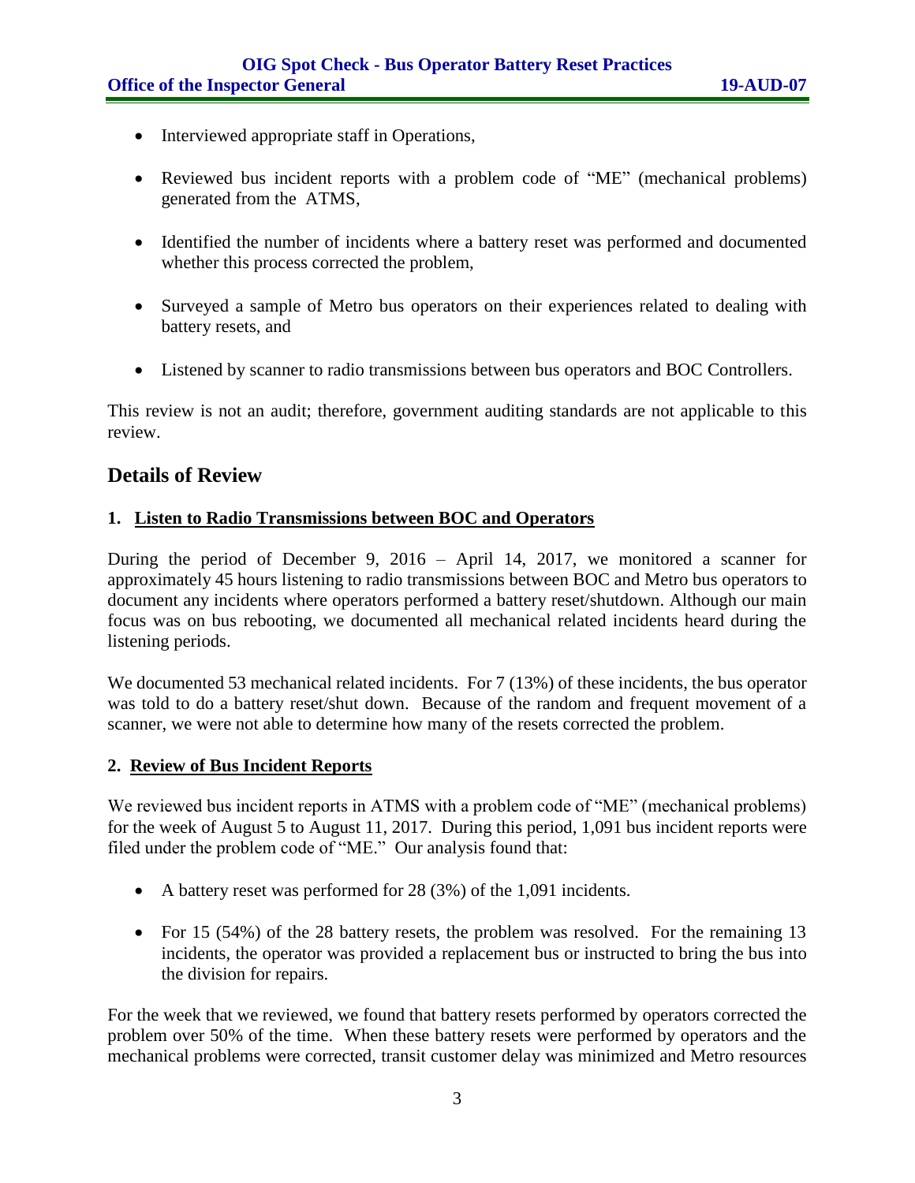- Interviewed appropriate staff in Operations,
- Reviewed bus incident reports with a problem code of "ME" (mechanical problems) generated from the ATMS,
- Identified the number of incidents where a battery reset was performed and documented whether this process corrected the problem,
- Surveyed a sample of Metro bus operators on their experiences related to dealing with battery resets, and
- Listened by scanner to radio transmissions between bus operators and BOC Controllers.

This review is not an audit; therefore, government auditing standards are not applicable to this review.

## Details of Review

### 1. Listen to Radio Transmissions between BOC and Operators

During the period of December 9, 2016 – April 14, 2017, we monitored a scanner for approximately 45 hours listening to radio transmissions between BOC and Metro bus operators to document any incidents where operators performed a battery reset/shutdown. Although our main focus was on bus rebooting, we documented all mechanical related incidents heard during the listening periods.

We documented 53 mechanical related incidents. For 7 (13%) of these incidents, the bus operator was told to do a battery reset/shut down. Because of the random and frequent movement of a scanner, we were not able to determine how many of the resets corrected the problem.

### 2. Review of Bus Incident Reports

We reviewed bus incident reports in ATMS with a problem code of "ME" (mechanical problems) for the week of August 5 to August 11, 2017. During this period, 1,091 bus incident reports were filed under the problem code of "ME." Our analysis found that:

- A battery reset was performed for 28 (3%) of the 1,091 incidents.
- For 15 (54%) of the 28 battery resets, the problem was resolved. For the remaining 13 incidents, the operator was provided a replacement bus or instructed to bring the bus into the division for repairs.

For the week that we reviewed, we found that battery resets performed by operators corrected the problem over 50% of the time. When these battery resets were performed by operators and the mechanical problems were corrected, transit customer delay was minimized and Metro resources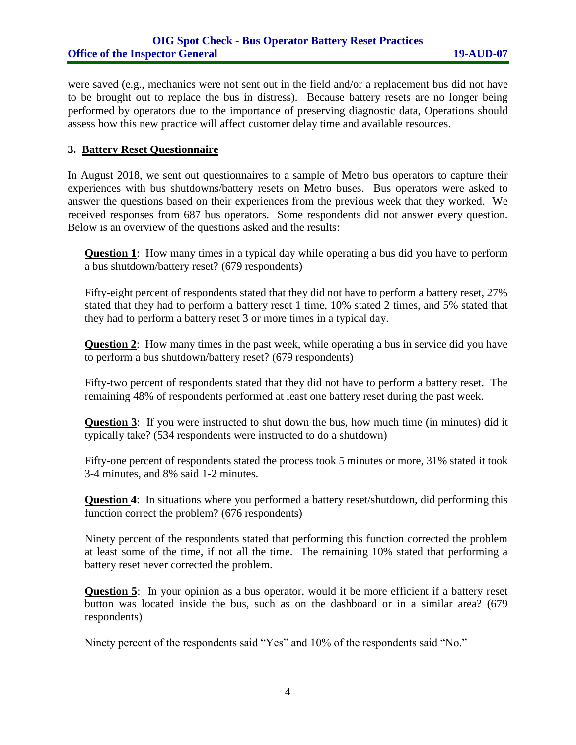were saved (e.g., mechanics were not sent out in the field and/or a replacement bus did not have to be brought out to replace the bus in distress). Because battery resets are no longer being performed by operators due to the importance of preserving diagnostic data, Operations should assess how this new practice will affect customer delay time and available resources.

## 3. Battery Reset Questionnaire

In August 2018, we sent out questionnaires to a sample of Metro bus operators to capture their experiences with bus shutdowns/battery resets on Metro buses. Bus operators were asked to answer the questions based on their experiences from the previous week that they worked. We received responses from 687 bus operators. Some respondents did not answer every question. Below is an overview of the questions asked and the results:

**Question 1**: How many times in a typical day while operating a bus did you have to perform a bus shutdown/battery reset? (679 respondents)

Fifty-eight percent of respondents stated that they did not have to perform a battery reset, 27% stated that they had to perform a battery reset 1 time, 10% stated 2 times, and 5% stated that they had to perform a battery reset 3 or more times in a typical day.

**Question 2**: How many times in the past week, while operating a bus in service did you have to perform a bus shutdown/battery reset? (679 respondents)

Fifty-two percent of respondents stated that they did not have to perform a battery reset. The remaining 48% of respondents performed at least one battery reset during the past week.

**Question 3**: If you were instructed to shut down the bus, how much time (in minutes) did it typically take? (534 respondents were instructed to do a shutdown)

Fifty-one percent of respondents stated the process took 5 minutes or more, 31% stated it took 3-4 minutes, and 8% said 1-2 minutes.

**Question 4**: In situations where you performed a battery reset/shutdown, did performing this function correct the problem? (676 respondents)

Ninety percent of the respondents stated that performing this function corrected the problem at least some of the time, if not all the time. The remaining 10% stated that performing a battery reset never corrected the problem.

**Question 5**: In your opinion as a bus operator, would it be more efficient if a battery reset button was located inside the bus, such as on the dashboard or in a similar area? (679 respondents)

Ninety percent of the respondents said "Yes" and 10% of the respondents said "No."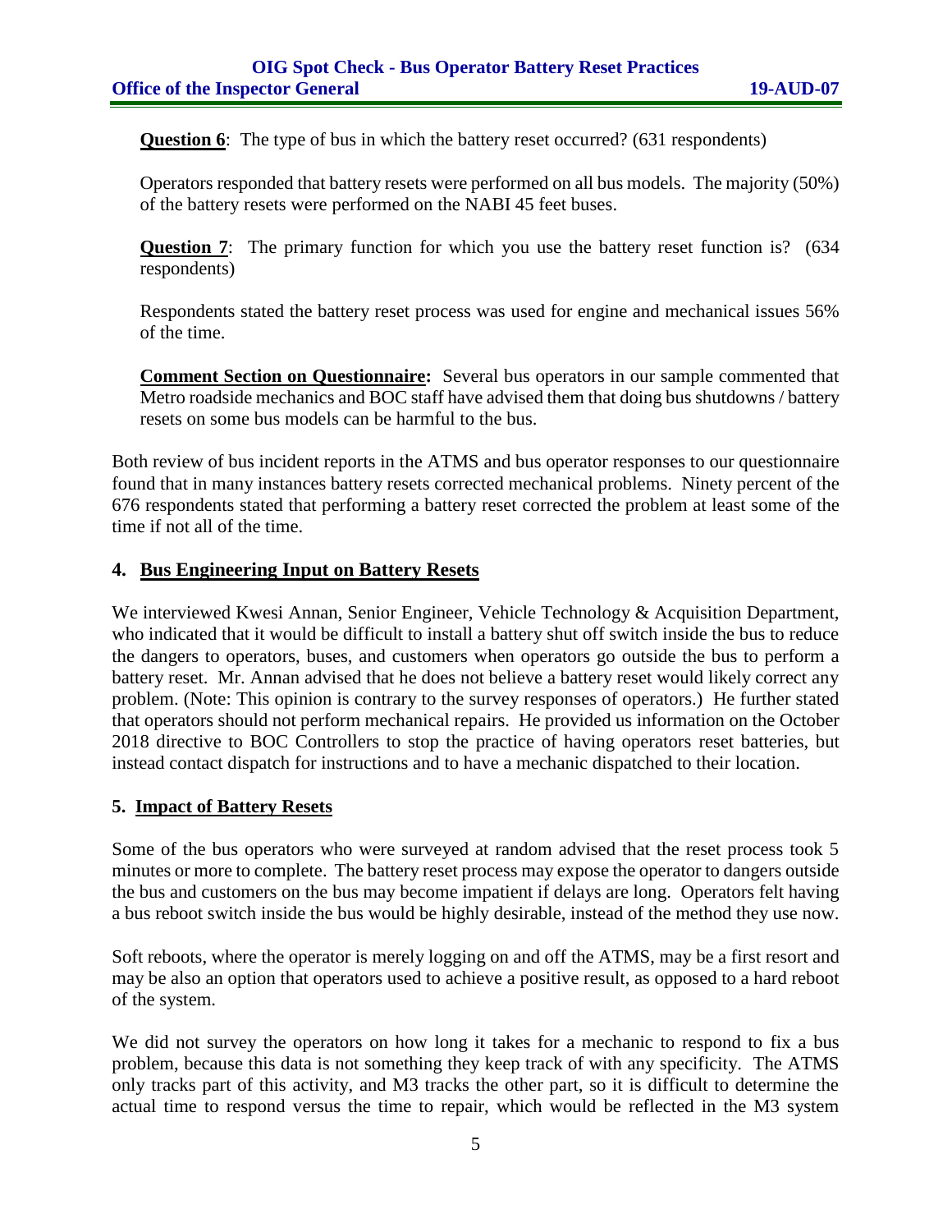**Question 6**: The type of bus in which the battery reset occurred? (631 respondents)

Operators responded that battery resets were performed on all bus models. The majority (50%) of the battery resets were performed on the NABI 45 feet buses.

**Question 7**: The primary function for which you use the battery reset function is? (634 respondents)

Respondents stated the battery reset process was used for engine and mechanical issues 56% of the time.

**Comment Section on Questionnaire:** Several bus operators in our sample commented that Metro roadside mechanics and BOC staff have advised them that doing bus shutdowns / battery resets on some bus models can be harmful to the bus.

Both review of bus incident reports in the ATMS and bus operator responses to our questionnaire found that in many instances battery resets corrected mechanical problems. Ninety percent of the 676 respondents stated that performing a battery reset corrected the problem at least some of the time if not all of the time.

## 4. Bus Engineering Input on Battery Resets

We interviewed Kwesi Annan, Senior Engineer, Vehicle Technology & Acquisition Department, who indicated that it would be difficult to install a battery shut off switch inside the bus to reduce the dangers to operators, buses, and customers when operators go outside the bus to perform a battery reset. Mr. Annan advised that he does not believe a battery reset would likely correct any problem. (Note: This opinion is contrary to the survey responses of operators.) He further stated that operators should not perform mechanical repairs. He provided us information on the October 2018 directive to BOC Controllers to stop the practice of having operators reset batteries, but instead contact dispatch for instructions and to have a mechanic dispatched to their location.

## 5. Impact of Battery Resets

Some of the bus operators who were surveyed at random advised that the reset process took 5 minutes or more to complete. The battery reset process may expose the operator to dangers outside the bus and customers on the bus may become impatient if delays are long. Operators felt having a bus reboot switch inside the bus would be highly desirable, instead of the method they use now.

Soft reboots, where the operator is merely logging on and off the ATMS, may be a first resort and may be also an option that operators used to achieve a positive result, as opposed to a hard reboot of the system.

We did not survey the operators on how long it takes for a mechanic to respond to fix a bus problem, because this data is not something they keep track of with any specificity. The ATMS only tracks part of this activity, and M3 tracks the other part, so it is difficult to determine the actual time to respond versus the time to repair, which would be reflected in the M3 system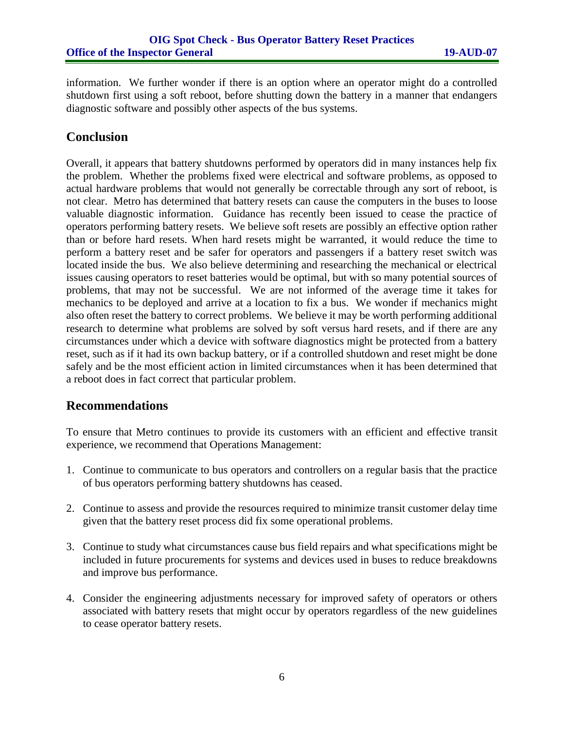information. We further wonder if there is an option where an operator might do a controlled shutdown first using a soft reboot, before shutting down the battery in a manner that endangers diagnostic software and possibly other aspects of the bus systems.

## Conclusion

Overall, it appears that battery shutdowns performed by operators did in many instances help fix the problem. Whether the problems fixed were electrical and software problems, as opposed to actual hardware problems that would not generally be correctable through any sort of reboot, is not clear. Metro has determined that battery resets can cause the computers in the buses to loose valuable diagnostic information. Guidance has recently been issued to cease the practice of operators performing battery resets. We believe soft resets are possibly an effective option rather than or before hard resets. When hard resets might be warranted, it would reduce the time to perform a battery reset and be safer for operators and passengers if a battery reset switch was located inside the bus. We also believe determining and researching the mechanical or electrical issues causing operators to reset batteries would be optimal, but with so many potential sources of problems, that may not be successful. We are not informed of the average time it takes for mechanics to be deployed and arrive at a location to fix a bus. We wonder if mechanics might also often reset the battery to correct problems. We believe it may be worth performing additional research to determine what problems are solved by soft versus hard resets, and if there are any circumstances under which a device with software diagnostics might be protected from a battery reset, such as if it had its own backup battery, or if a controlled shutdown and reset might be done safely and be the most efficient action in limited circumstances when it has been determined that a reboot does in fact correct that particular problem.

## Recommendations

To ensure that Metro continues to provide its customers with an efficient and effective transit experience, we recommend that Operations Management:

1. Continue to communicate to bus operators and controllers on a regular basis that the practice of bus operators performing battery shutdowns has ceased.

2. Continue to assess and provide the resources required to minimize transit customer delay time given that the battery reset process did fix some operational problems.

3. Continue to study what circumstances cause bus field repairs and what specifications might be included in future procurements for systems and devices used in buses to reduce breakdowns and improve bus performance.

4. Consider the engineering adjustments necessary for improved safety of operators or others associated with battery resets that might occur by operators regardless of the new guidelines to cease operator battery resets.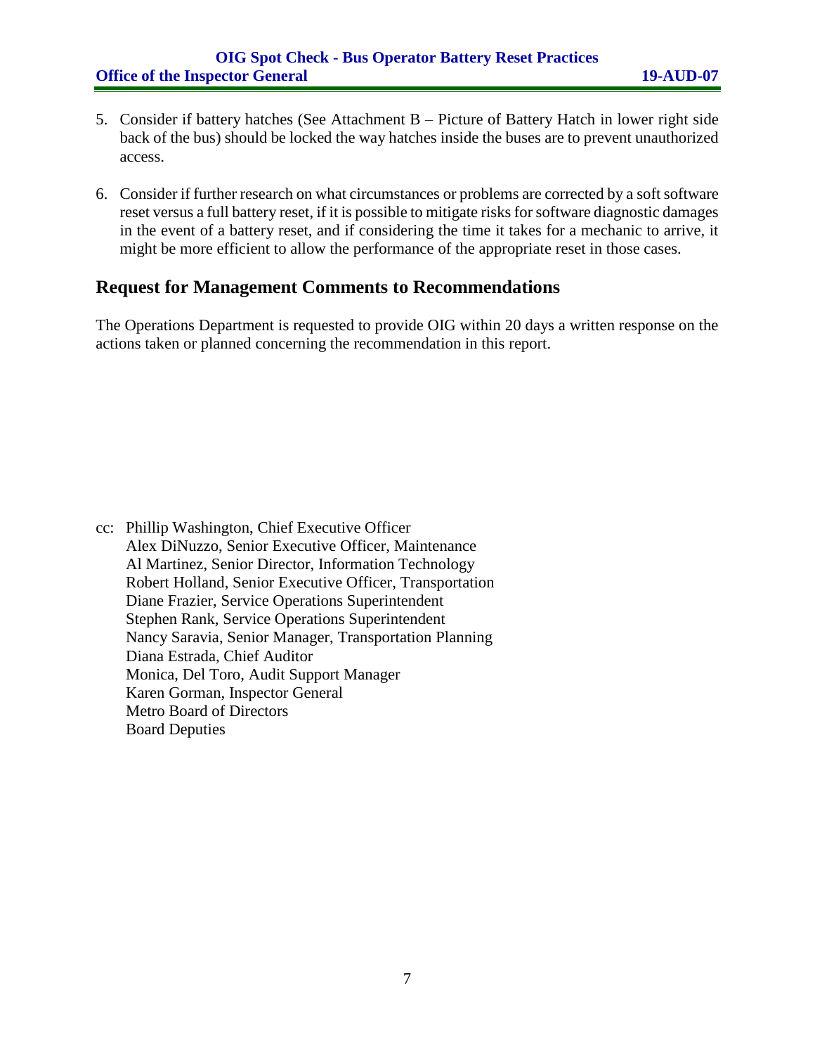5. Consider if battery hatches (See Attachment B – Picture of Battery Hatch in lower right side back of the bus) should be locked the way hatches inside the buses are to prevent unauthorized access.

6. Consider if further research on what circumstances or problems are corrected by a soft software reset versus a full battery reset, if it is possible to mitigate risks for software diagnostic damages in the event of a battery reset, and if considering the time it takes for a mechanic to arrive, it might be more efficient to allow the performance of the appropriate reset in those cases.

## Request for Management Comments to Recommendations

The Operations Department is requested to provide OIG within 20 days a written response on the actions taken or planned concerning the recommendation in this report.

cc: Phillip Washington, Chief Executive Officer
Alex DiNuzzo, Senior Executive Officer, Maintenance
Al Martinez, Senior Director, Information Technology
Robert Holland, Senior Executive Officer, Transportation
Diane Frazier, Service Operations Superintendent
Stephen Rank, Service Operations Superintendent
Nancy Saravia, Senior Manager, Transportation Planning
Diana Estrada, Chief Auditor
Monica, Del Toro, Audit Support Manager
Karen Gorman, Inspector General
Metro Board of Directors
Board Deputies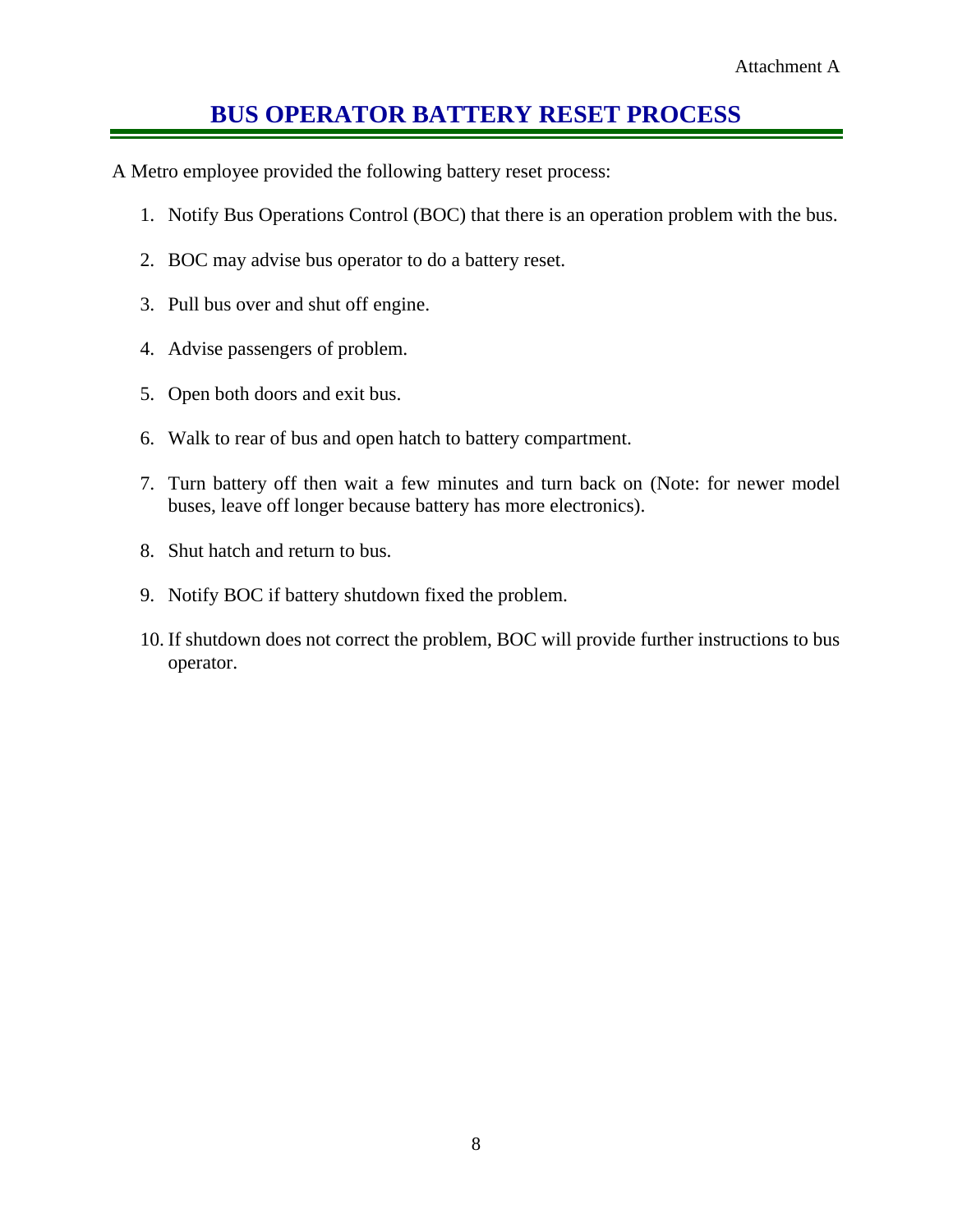Attachment A

# BUS OPERATOR BATTERY RESET PROCESS

A Metro employee provided the following battery reset process:

1. Notify Bus Operations Control (BOC) that there is an operation problem with the bus.
2. BOC may advise bus operator to do a battery reset.
3. Pull bus over and shut off engine.
4. Advise passengers of problem.
5. Open both doors and exit bus.
6. Walk to rear of bus and open hatch to battery compartment.
7. Turn battery off then wait a few minutes and turn back on (Note: for newer model buses, leave off longer because battery has more electronics).
8. Shut hatch and return to bus.
9. Notify BOC if battery shutdown fixed the problem.
10. If shutdown does not correct the problem, BOC will provide further instructions to bus operator.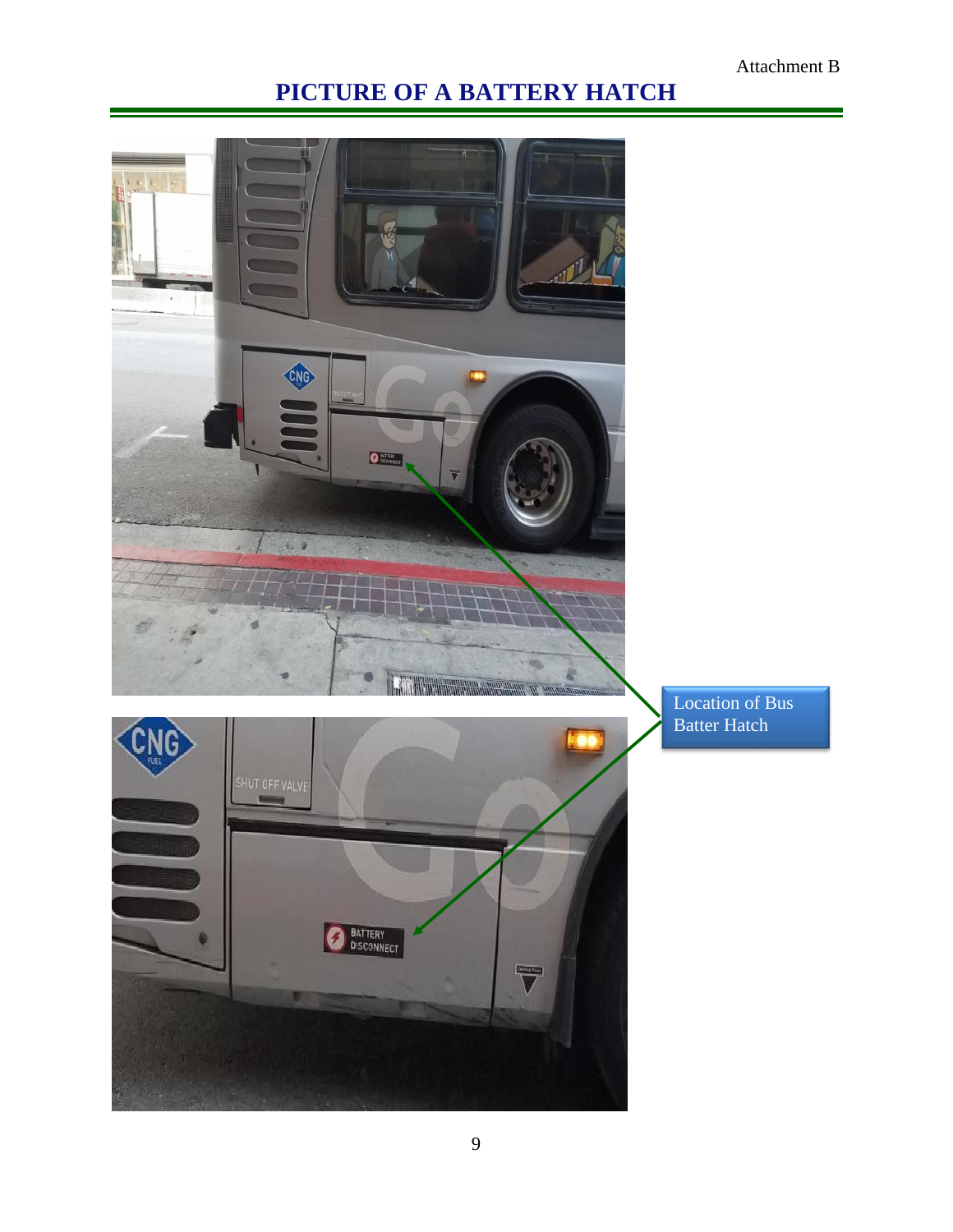# PICTURE OF A BATTERY HATCH

Location of Bus Batter Hatch